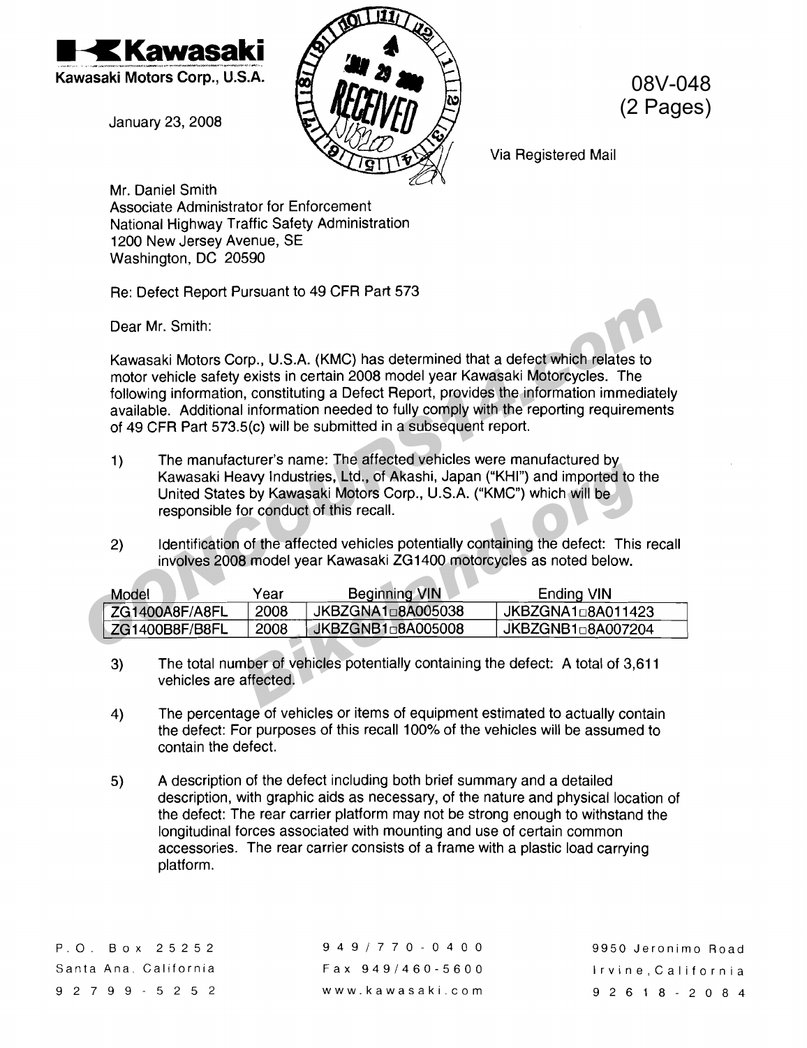**Kawasaki**
Kawasaki Motors Corp., U.S.A.

January 23, 2008

RECEIVED JAN 29 2008

08V-048
(2 Pages)

Via Registered Mail

Mr. Daniel Smith
Associate Administrator for Enforcement
National Highway Traffic Safety Administration
1200 New Jersey Avenue, SE
Washington, DC 20590

Re: Defect Report Pursuant to 49 CFR Part 573

Dear Mr. Smith:

Kawasaki Motors Corp., U.S.A. (KMC) has determined that a defect which relates to motor vehicle safety exists in certain 2008 model year Kawasaki Motorcycles. The following information, constituting a Defect Report, provides the information immediately available. Additional information needed to fully comply with the reporting requirements of 49 CFR Part 573.5(c) will be submitted in a subsequent report.

1) The manufacturer's name: The affected vehicles were manufactured by Kawasaki Heavy Industries, Ltd., of Akashi, Japan ("KHI") and imported to the United States by Kawasaki Motors Corp., U.S.A. ("KMC") which will be responsible for conduct of this recall.

2) Identification of the affected vehicles potentially containing the defect: This recall involves 2008 model year Kawasaki ZG1400 motorcycles as noted below.

| Model | Year | Beginning VIN | Ending VIN |
|---|---|---|---|
| ZG1400A8F/A8FL | 2008 | JKBZGNA1□8A005038 | JKBZGNA1□8A011423 |
| ZG1400B8F/B8FL | 2008 | JKBZGNB1□8A005008 | JKBZGNB1□8A007204 |

3) The total number of vehicles potentially containing the defect: A total of 3,611 vehicles are affected.

4) The percentage of vehicles or items of equipment estimated to actually contain the defect: For purposes of this recall 100% of the vehicles will be assumed to contain the defect.

5) A description of the defect including both brief summary and a detailed description, with graphic aids as necessary, of the nature and physical location of the defect: The rear carrier platform may not be strong enough to withstand the longitudinal forces associated with mounting and use of certain common accessories. The rear carrier consists of a frame with a plastic load carrying platform.

P.O. Box 25252
Santa Ana, California
92799-5252

949/770-0400
Fax 949/460-5600
www.kawasaki.com

9950 Jeronimo Road
Irvine, California
92618-2084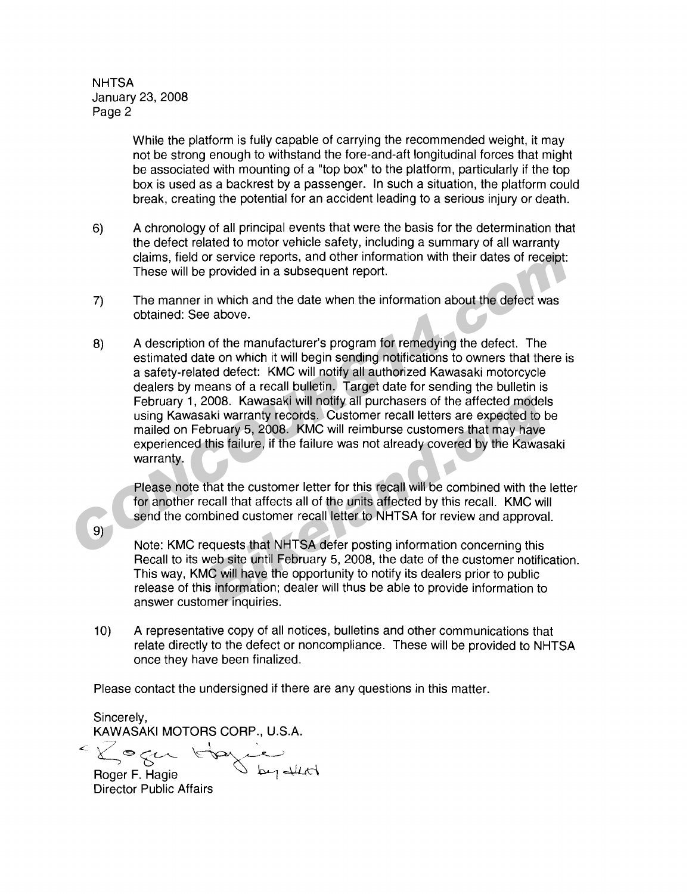While the platform is fully capable of carrying the recommended weight, it may not be strong enough to withstand the fore-and-aft longitudinal forces that might be associated with mounting of a "top box" to the platform, particularly if the top box is used as a backrest by a passenger. In such a situation, the platform could break, creating the potential for an accident leading to a serious injury or death.

6) A chronology of all principal events that were the basis for the determination that the defect related to motor vehicle safety, including a summary of all warranty claims, field or service reports, and other information with their dates of receipt: These will be provided in a subsequent report.

7) The manner in which and the date when the information about the defect was obtained: See above.

8) A description of the manufacturer's program for remedying the defect. The estimated date on which it will begin sending notifications to owners that there is a safety-related defect: KMC will notify all authorized Kawasaki motorcycle dealers by means of a recall bulletin. Target date for sending the bulletin is February 1, 2008. Kawasaki will notify all purchasers of the affected models using Kawasaki warranty records. Customer recall letters are expected to be mailed on February 5, 2008. KMC will reimburse customers that may have experienced this failure, if the failure was not already covered by the Kawasaki warranty.

   Please note that the customer letter for this recall will be combined with the letter for another recall that affects all of the units affected by this recall. KMC will send the combined customer recall letter to NHTSA for review and approval.

9) Note: KMC requests that NHTSA defer posting information concerning this Recall to its web site until February 5, 2008, the date of the customer notification. This way, KMC will have the opportunity to notify its dealers prior to public release of this information; dealer will thus be able to provide information to answer customer inquiries.

10) A representative copy of all notices, bulletins and other communications that relate directly to the defect or noncompliance. These will be provided to NHTSA once they have been finalized.

Please contact the undersigned if there are any questions in this matter.

Sincerely,
KAWASAKI MOTORS CORP., U.S.A.

Roger Hagie by HLH

Roger F. Hagie
Director Public Affairs